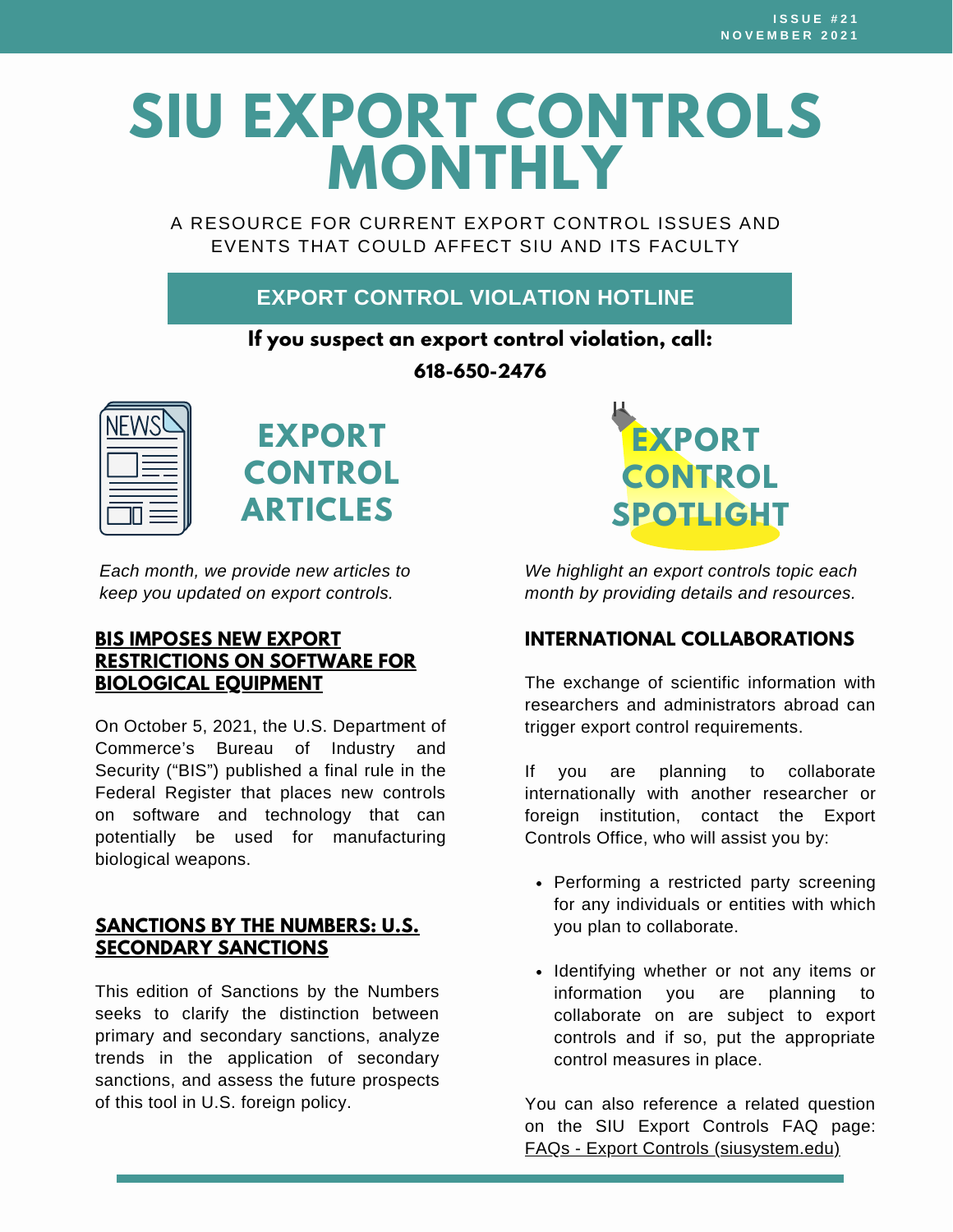ISSUE #21
NOVEMBER 2021

# SIU EXPORT CONTROLS MONTHLY

A RESOURCE FOR CURRENT EXPORT CONTROL ISSUES AND EVENTS THAT COULD AFFECT SIU AND ITS FACULTY

## EXPORT CONTROL VIOLATION HOTLINE

**If you suspect an export control violation, call:**

**618-650-2476**

## EXPORT CONTROL ARTICLES

*Each month, we provide new articles to keep you updated on export controls.*

### BIS IMPOSES NEW EXPORT RESTRICTIONS ON SOFTWARE FOR BIOLOGICAL EQUIPMENT

On October 5, 2021, the U.S. Department of Commerce's Bureau of Industry and Security ("BIS") published a final rule in the Federal Register that places new controls on software and technology that can potentially be used for manufacturing biological weapons.

### SANCTIONS BY THE NUMBERS: U.S. SECONDARY SANCTIONS

This edition of Sanctions by the Numbers seeks to clarify the distinction between primary and secondary sanctions, analyze trends in the application of secondary sanctions, and assess the future prospects of this tool in U.S. foreign policy.

## EXPORT CONTROL SPOTLIGHT

*We highlight an export controls topic each month by providing details and resources.*

### INTERNATIONAL COLLABORATIONS

The exchange of scientific information with researchers and administrators abroad can trigger export control requirements.

If you are planning to collaborate internationally with another researcher or foreign institution, contact the Export Controls Office, who will assist you by:

- Performing a restricted party screening for any individuals or entities with which you plan to collaborate.
- Identifying whether or not any items or information you are planning to collaborate on are subject to export controls and if so, put the appropriate control measures in place.

You can also reference a related question on the SIU Export Controls FAQ page: FAQs - Export Controls (siusystem.edu)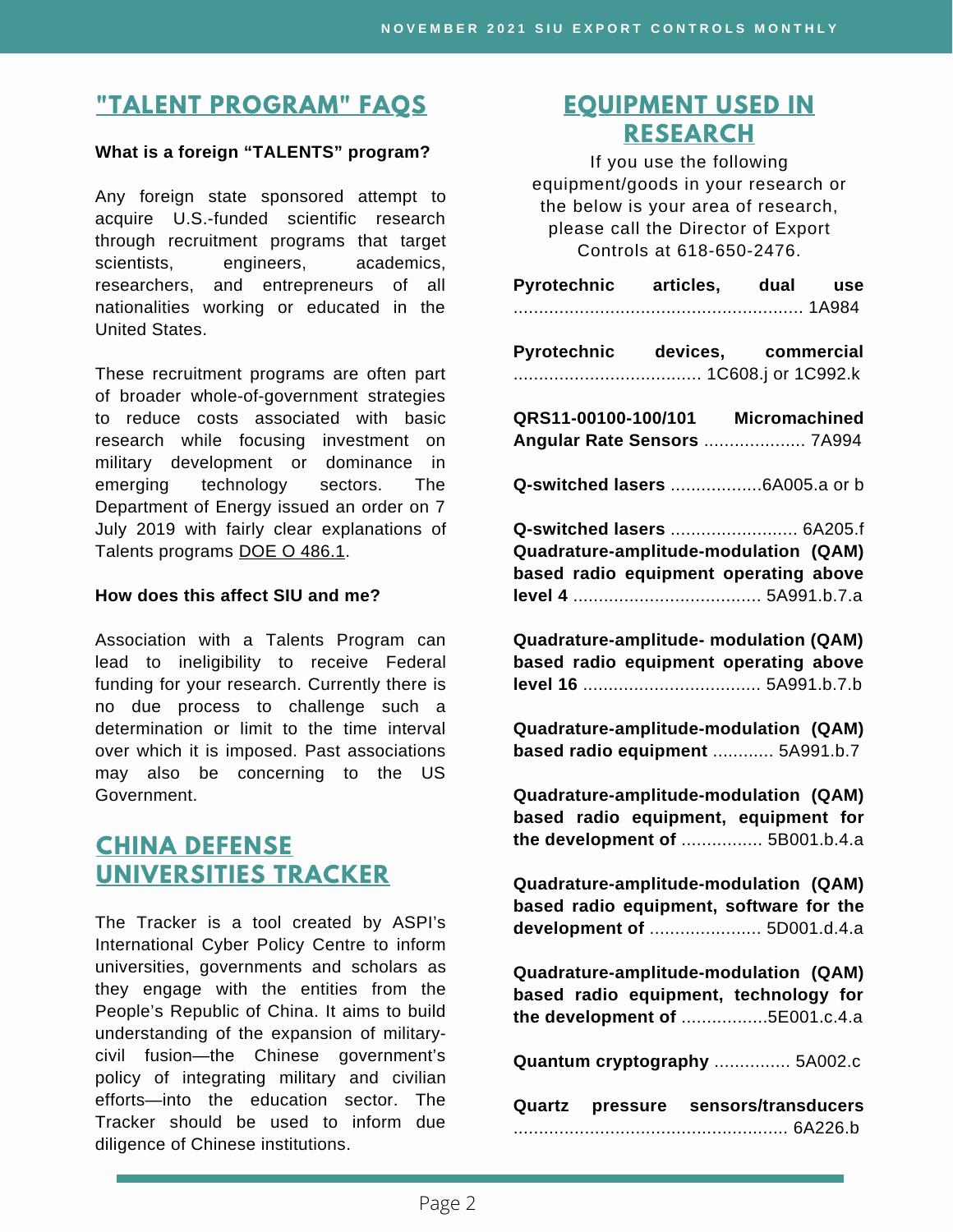## "TALENT PROGRAM" FAQS

**What is a foreign "TALENTS" program?**

Any foreign state sponsored attempt to acquire U.S.-funded scientific research through recruitment programs that target scientists, engineers, academics, researchers, and entrepreneurs of all nationalities working or educated in the United States.

These recruitment programs are often part of broader whole-of-government strategies to reduce costs associated with basic research while focusing investment on military development or dominance in emerging technology sectors. The Department of Energy issued an order on 7 July 2019 with fairly clear explanations of Talents programs DOE O 486.1.

**How does this affect SIU and me?**

Association with a Talents Program can lead to ineligibility to receive Federal funding for your research. Currently there is no due process to challenge such a determination or limit to the time interval over which it is imposed. Past associations may also be concerning to the US Government.

## CHINA DEFENSE UNIVERSITIES TRACKER

The Tracker is a tool created by ASPI's International Cyber Policy Centre to inform universities, governments and scholars as they engage with the entities from the People's Republic of China. It aims to build understanding of the expansion of military-civil fusion—the Chinese government's policy of integrating military and civilian efforts—into the education sector. The Tracker should be used to inform due diligence of Chinese institutions.

## EQUIPMENT USED IN RESEARCH

If you use the following equipment/goods in your research or the below is your area of research, please call the Director of Export Controls at 618-650-2476.

**Pyrotechnic articles, dual use** ........................................................ 1A984

**Pyrotechnic devices, commercial** ..................................... 1C608.j or 1C992.k

**QRS11-00100-100/101 Micromachined Angular Rate Sensors** .................... 7A994

**Q-switched lasers** ..................6A005.a or b

**Q-switched lasers** ......................... 6A205.f

**Quadrature-amplitude-modulation (QAM) based radio equipment operating above level 4** ..................................... 5A991.b.7.a

**Quadrature-amplitude- modulation (QAM) based radio equipment operating above level 16** ................................... 5A991.b.7.b

**Quadrature-amplitude-modulation (QAM) based radio equipment** ............ 5A991.b.7

**Quadrature-amplitude-modulation (QAM) based radio equipment, equipment for the development of** ................ 5B001.b.4.a

**Quadrature-amplitude-modulation (QAM) based radio equipment, software for the development of** ...................... 5D001.d.4.a

**Quadrature-amplitude-modulation (QAM) based radio equipment, technology for the development of** .................5E001.c.4.a

**Quantum cryptography** ............... 5A002.c

**Quartz pressure sensors/transducers** ..................................................... 6A226.b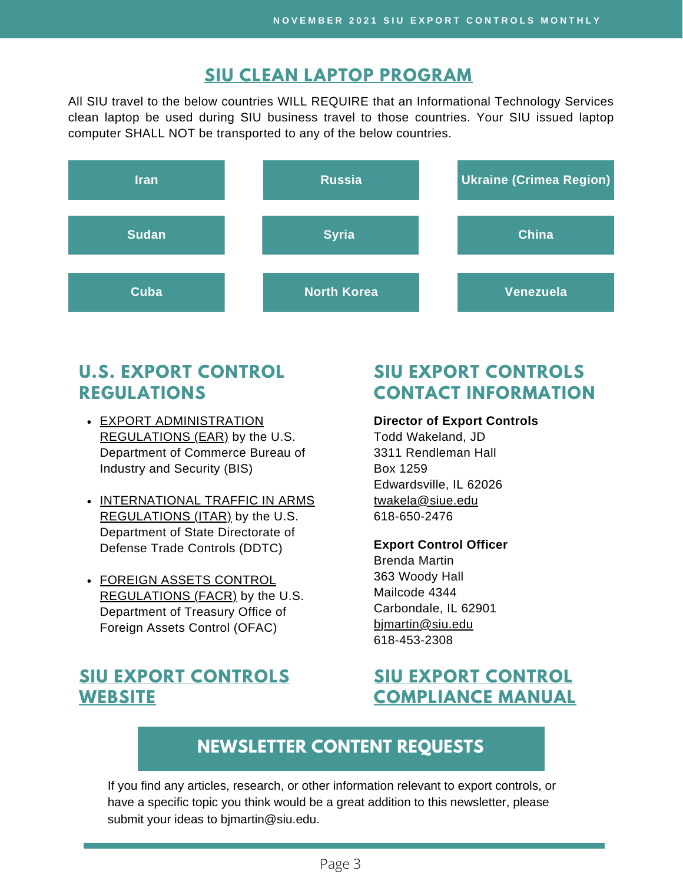# SIU CLEAN LAPTOP PROGRAM

All SIU travel to the below countries WILL REQUIRE that an Informational Technology Services clean laptop be used during SIU business travel to those countries. Your SIU issued laptop computer SHALL NOT be transported to any of the below countries.

| | | |
|---|---|---|
| Iran | Russia | Ukraine (Crimea Region) |
| Sudan | Syria | China |
| Cuba | North Korea | Venezuela |

## U.S. EXPORT CONTROL REGULATIONS

- EXPORT ADMINISTRATION REGULATIONS (EAR) by the U.S. Department of Commerce Bureau of Industry and Security (BIS)
- INTERNATIONAL TRAFFIC IN ARMS REGULATIONS (ITAR) by the U.S. Department of State Directorate of Defense Trade Controls (DDTC)
- FOREIGN ASSETS CONTROL REGULATIONS (FACR) by the U.S. Department of Treasury Office of Foreign Assets Control (OFAC)

## SIU EXPORT CONTROLS CONTACT INFORMATION

**Director of Export Controls**
Todd Wakeland, JD
3311 Rendleman Hall
Box 1259
Edwardsville, IL 62026
twakela@siue.edu
618-650-2476

**Export Control Officer**
Brenda Martin
363 Woody Hall
Mailcode 4344
Carbondale, IL 62901
bjmartin@siu.edu
618-453-2308

## SIU EXPORT CONTROLS WEBSITE

## SIU EXPORT CONTROL COMPLIANCE MANUAL

## NEWSLETTER CONTENT REQUESTS

If you find any articles, research, or other information relevant to export controls, or have a specific topic you think would be a great addition to this newsletter, please submit your ideas to bjmartin@siu.edu.